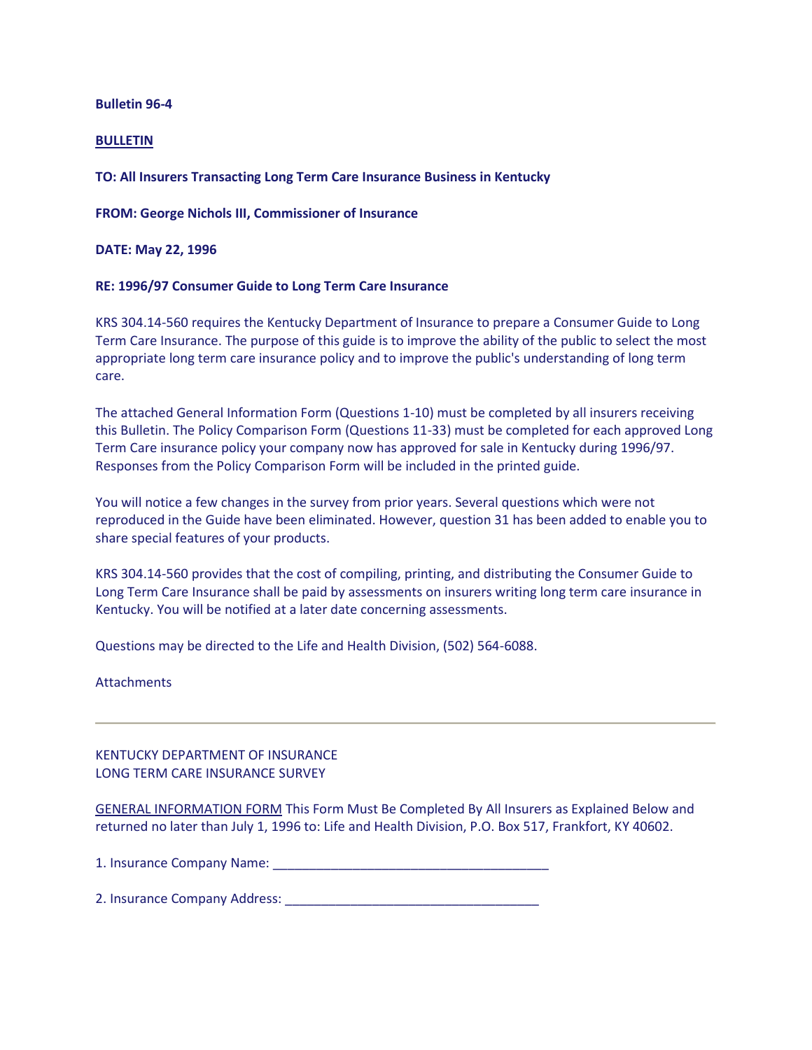**Bulletin 96-4**

**BULLETIN**

**TO: All Insurers Transacting Long Term Care Insurance Business in Kentucky**

**FROM: George Nichols III, Commissioner of Insurance**

**DATE: May 22, 1996**

**RE: 1996/97 Consumer Guide to Long Term Care Insurance**

KRS 304.14-560 requires the Kentucky Department of Insurance to prepare a Consumer Guide to Long Term Care Insurance. The purpose of this guide is to improve the ability of the public to select the most appropriate long term care insurance policy and to improve the public's understanding of long term care.

The attached General Information Form (Questions 1-10) must be completed by all insurers receiving this Bulletin. The Policy Comparison Form (Questions 11-33) must be completed for each approved Long Term Care insurance policy your company now has approved for sale in Kentucky during 1996/97. Responses from the Policy Comparison Form will be included in the printed guide.

You will notice a few changes in the survey from prior years. Several questions which were not reproduced in the Guide have been eliminated. However, question 31 has been added to enable you to share special features of your products.

KRS 304.14-560 provides that the cost of compiling, printing, and distributing the Consumer Guide to Long Term Care Insurance shall be paid by assessments on insurers writing long term care insurance in Kentucky. You will be notified at a later date concerning assessments.

Questions may be directed to the Life and Health Division, (502) 564-6088.

Attachments

---

KENTUCKY DEPARTMENT OF INSURANCE
LONG TERM CARE INSURANCE SURVEY

GENERAL INFORMATION FORM This Form Must Be Completed By All Insurers as Explained Below and returned no later than July 1, 1996 to: Life and Health Division, P.O. Box 517, Frankfort, KY 40602.

1. Insurance Company Name: ______________________________________

2. Insurance Company Address: ___________________________________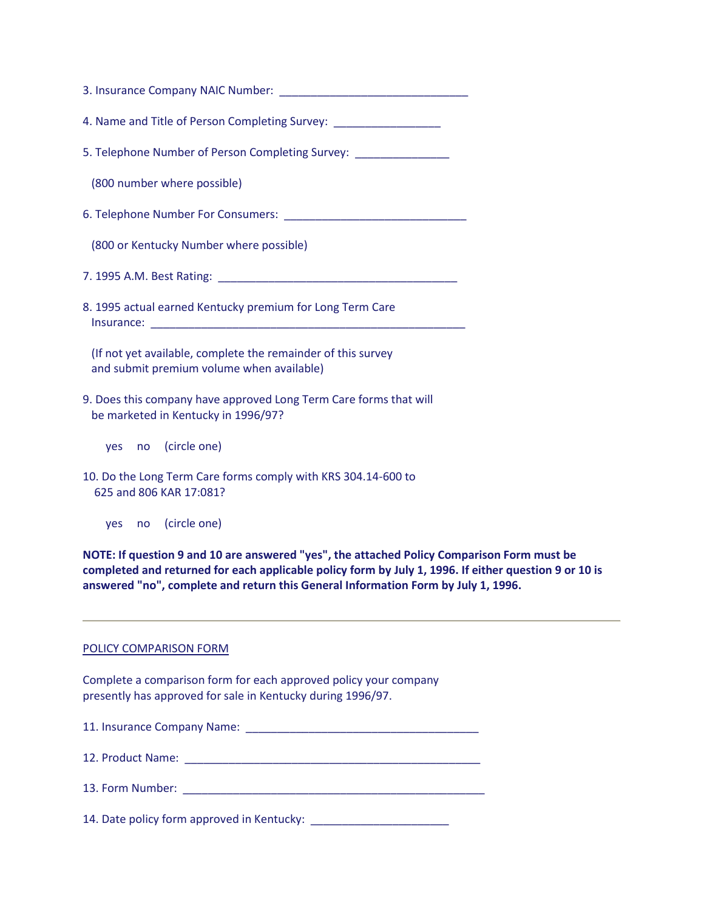3. Insurance Company NAIC Number: ______________________________

4. Name and Title of Person Completing Survey: _________________

5. Telephone Number of Person Completing Survey: _______________

(800 number where possible)

6. Telephone Number For Consumers: _____________________________

(800 or Kentucky Number where possible)

7. 1995 A.M. Best Rating: ______________________________________

8. 1995 actual earned Kentucky premium for Long Term Care Insurance: ___________________________________________________

(If not yet available, complete the remainder of this survey and submit premium volume when available)

9. Does this company have approved Long Term Care forms that will be marketed in Kentucky in 1996/97?

yes no (circle one)

10. Do the Long Term Care forms comply with KRS 304.14-600 to 625 and 806 KAR 17:081?

yes no (circle one)

**NOTE: If question 9 and 10 are answered "yes", the attached Policy Comparison Form must be completed and returned for each applicable policy form by July 1, 1996. If either question 9 or 10 is answered "no", complete and return this General Information Form by July 1, 1996.**

---

<u>POLICY COMPARISON FORM</u>

Complete a comparison form for each approved policy your company presently has approved for sale in Kentucky during 1996/97.

11. Insurance Company Name: _____________________________________

12. Product Name: _______________________________________________

13. Form Number: ________________________________________________

14. Date policy form approved in Kentucky: ______________________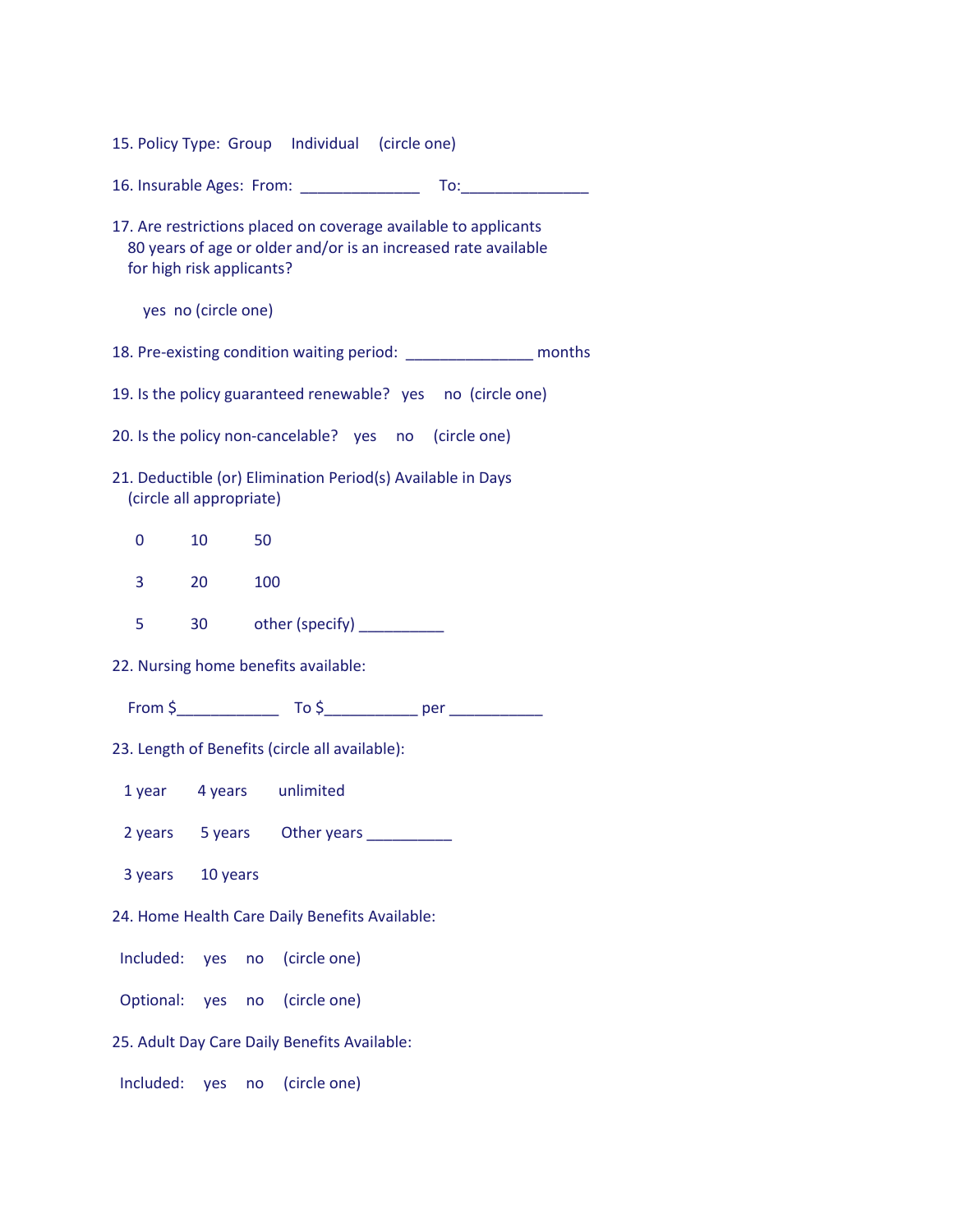15. Policy Type: Group  Individual  (circle one)

16. Insurable Ages: From: ______________  To:_______________

17. Are restrictions placed on coverage available to applicants 80 years of age or older and/or is an increased rate available for high risk applicants?

yes no (circle one)

18. Pre-existing condition waiting period: _______________ months

19. Is the policy guaranteed renewable? yes  no (circle one)

20. Is the policy non-cancelable? yes  no  (circle one)

21. Deductible (or) Elimination Period(s) Available in Days (circle all appropriate)

0  10  50

3  20  100

5  30  other (specify) __________

22. Nursing home benefits available:

From $____________  To $___________ per ___________

23. Length of Benefits (circle all available):

1 year  4 years  unlimited

2 years  5 years  Other years __________

3 years  10 years

24. Home Health Care Daily Benefits Available:

Included: yes  no  (circle one)

Optional: yes  no  (circle one)

25. Adult Day Care Daily Benefits Available:

Included: yes  no  (circle one)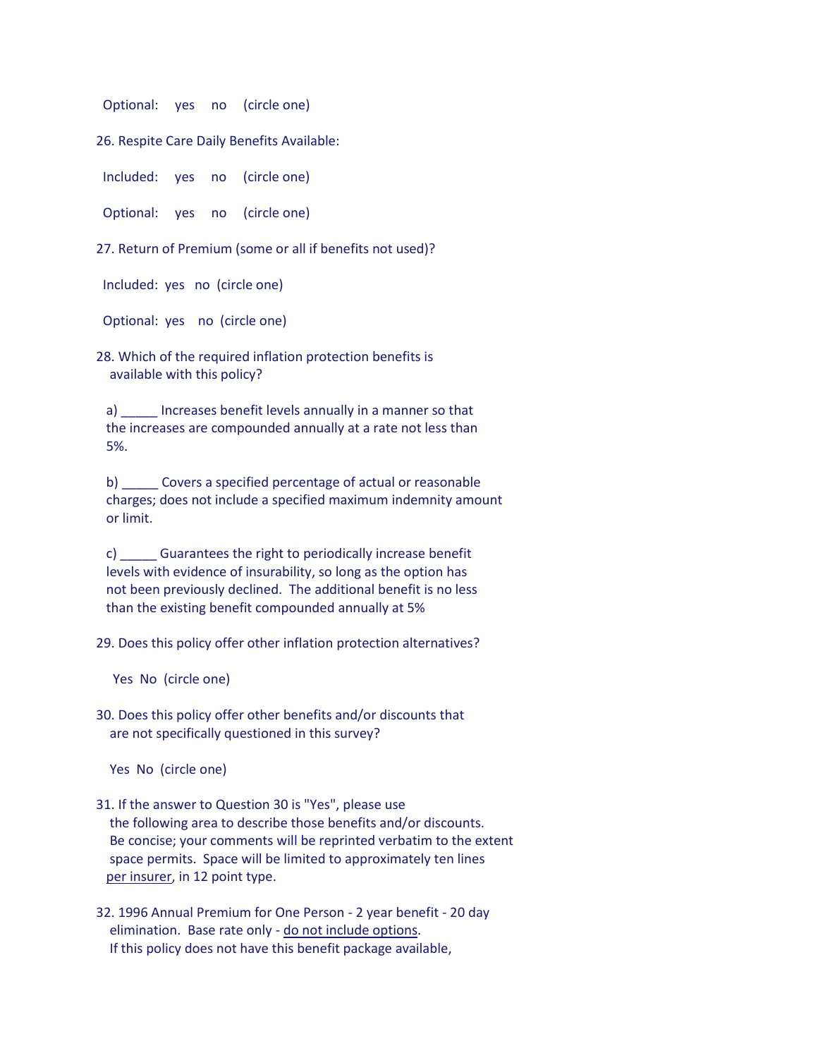Optional: yes no (circle one)

26. Respite Care Daily Benefits Available:

Included: yes no (circle one)

Optional: yes no (circle one)

27. Return of Premium (some or all if benefits not used)?

Included: yes no (circle one)

Optional: yes no (circle one)

28. Which of the required inflation protection benefits is available with this policy?

a) _____ Increases benefit levels annually in a manner so that the increases are compounded annually at a rate not less than 5%.

b) _____ Covers a specified percentage of actual or reasonable charges; does not include a specified maximum indemnity amount or limit.

c) _____ Guarantees the right to periodically increase benefit levels with evidence of insurability, so long as the option has not been previously declined. The additional benefit is no less than the existing benefit compounded annually at 5%

29. Does this policy offer other inflation protection alternatives?

Yes No (circle one)

30. Does this policy offer other benefits and/or discounts that are not specifically questioned in this survey?

Yes No (circle one)

31. If the answer to Question 30 is "Yes", please use the following area to describe those benefits and/or discounts. Be concise; your comments will be reprinted verbatim to the extent space permits. Space will be limited to approximately ten lines <u>per insurer</u>, in 12 point type.

32. 1996 Annual Premium for One Person - 2 year benefit - 20 day elimination. Base rate only - <u>do not include options</u>. If this policy does not have this benefit package available,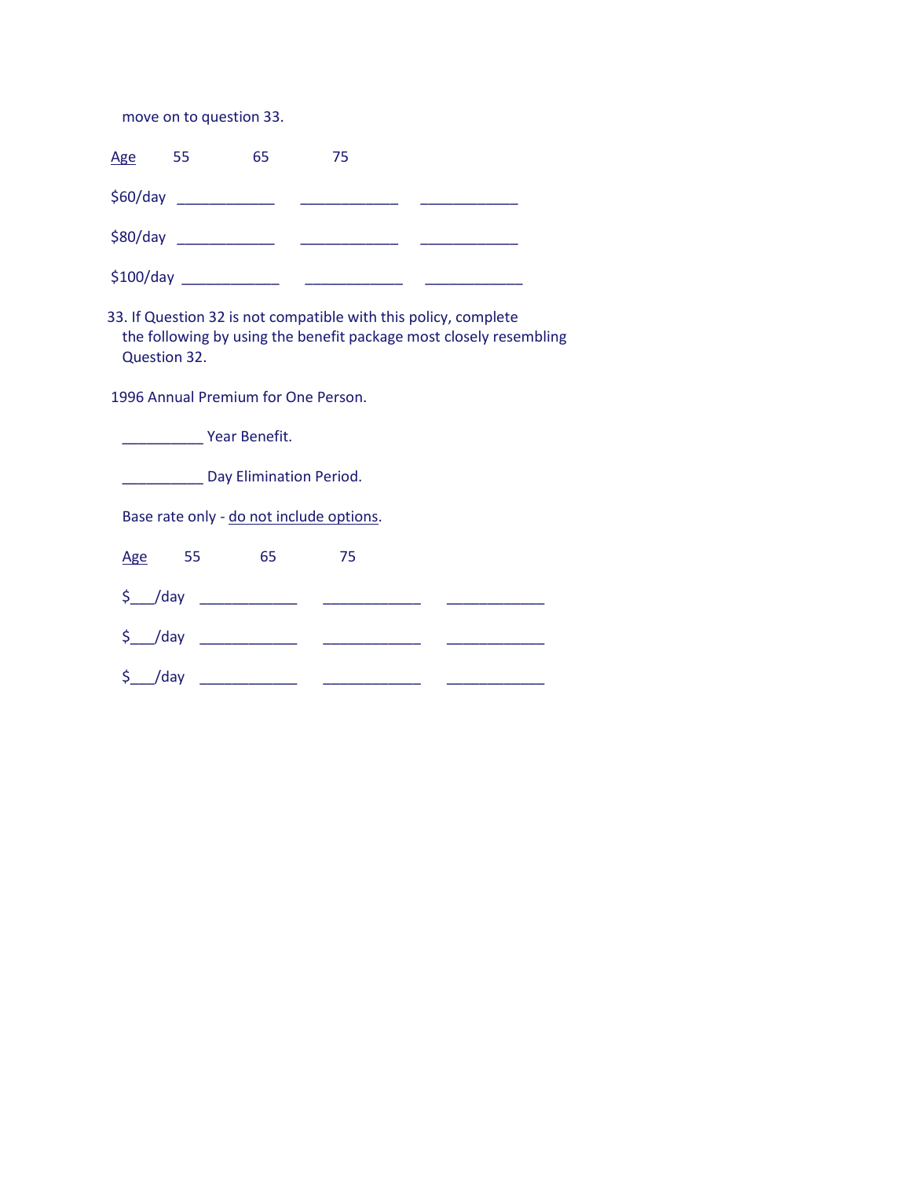move on to question 33.

| Age | 55 | 65 | 75 |
|---|---|---|---|
| $60/day | ____________ | ____________ | ____________ |
| $80/day | ____________ | ____________ | ____________ |
| $100/day | ____________ | ____________ | ____________ |

33. If Question 32 is not compatible with this policy, complete the following by using the benefit package most closely resembling Question 32.

1996 Annual Premium for One Person.

__________ Year Benefit.

__________ Day Elimination Period.

Base rate only - <u>do not include options</u>.

| Age | 55 | 65 | 75 |
|---|---|---|---|
| $___/day | ____________ | ____________ | ____________ |
| $___/day | ____________ | ____________ | ____________ |
| $___/day | ____________ | ____________ | ____________ |